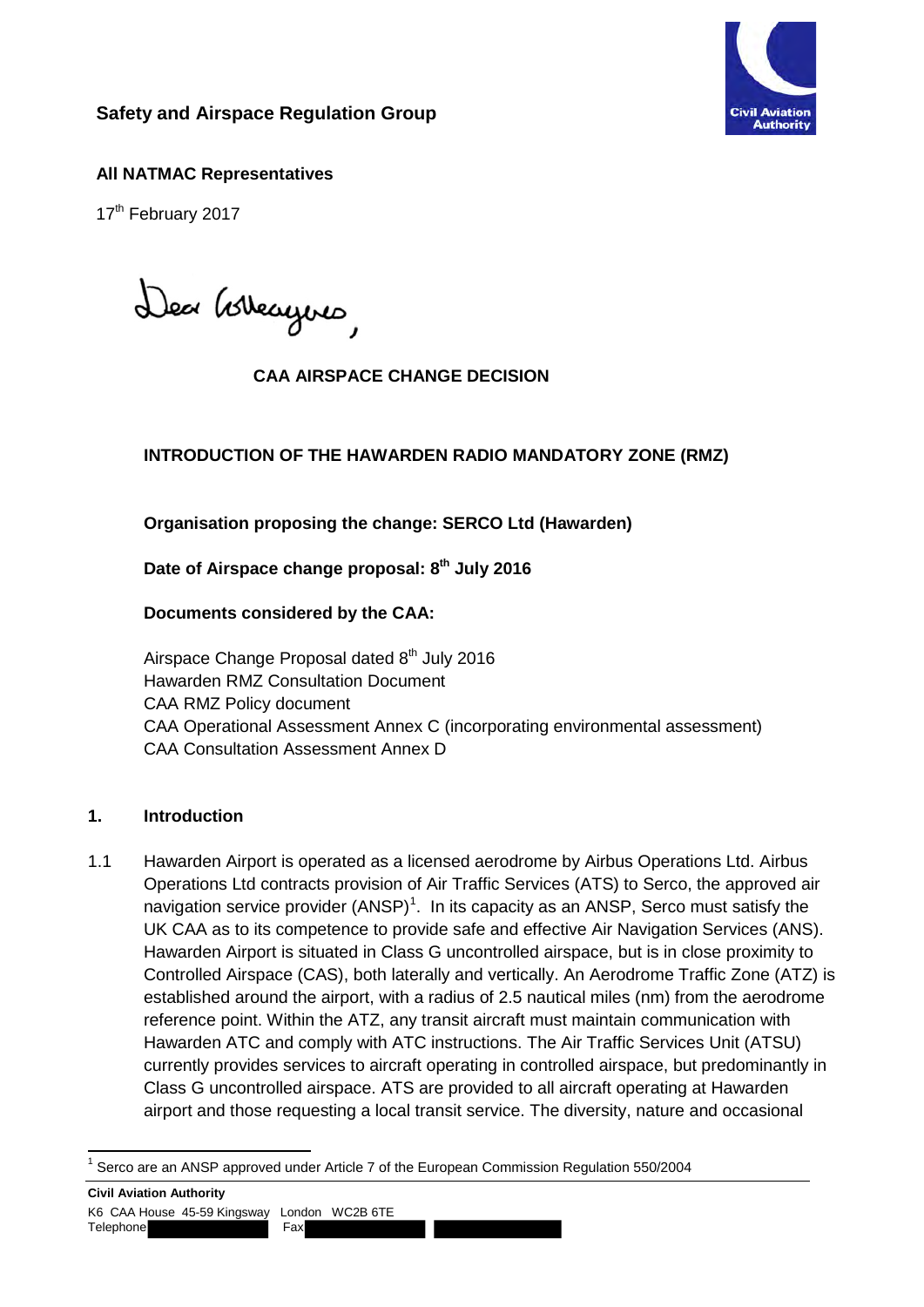**Safety and Airspace Regulation Group**

**All NATMAC Representatives**

17th February 2017

Dear Colleagues,

**CAA AIRSPACE CHANGE DECISION**

**INTRODUCTION OF THE HAWARDEN RADIO MANDATORY ZONE (RMZ)**

**Organisation proposing the change: SERCO Ltd (Hawarden)**

**Date of Airspace change proposal: 8th July 2016**

**Documents considered by the CAA:**

Airspace Change Proposal dated 8th July 2016
Hawarden RMZ Consultation Document
CAA RMZ Policy document
CAA Operational Assessment Annex C (incorporating environmental assessment)
CAA Consultation Assessment Annex D

## 1. Introduction

1.1 Hawarden Airport is operated as a licensed aerodrome by Airbus Operations Ltd. Airbus Operations Ltd contracts provision of Air Traffic Services (ATS) to Serco, the approved air navigation service provider (ANSP)[1]. In its capacity as an ANSP, Serco must satisfy the UK CAA as to its competence to provide safe and effective Air Navigation Services (ANS). Hawarden Airport is situated in Class G uncontrolled airspace, but is in close proximity to Controlled Airspace (CAS), both laterally and vertically. An Aerodrome Traffic Zone (ATZ) is established around the airport, with a radius of 2.5 nautical miles (nm) from the aerodrome reference point. Within the ATZ, any transit aircraft must maintain communication with Hawarden ATC and comply with ATC instructions. The Air Traffic Services Unit (ATSU) currently provides services to aircraft operating in controlled airspace, but predominantly in Class G uncontrolled airspace. ATS are provided to all aircraft operating at Hawarden airport and those requesting a local transit service. The diversity, nature and occasional

[1] Serco are an ANSP approved under Article 7 of the European Commission Regulation 550/2004

**Civil Aviation Authority**
K6 CAA House 45-59 Kingsway London WC2B 6TE
Telephone Fax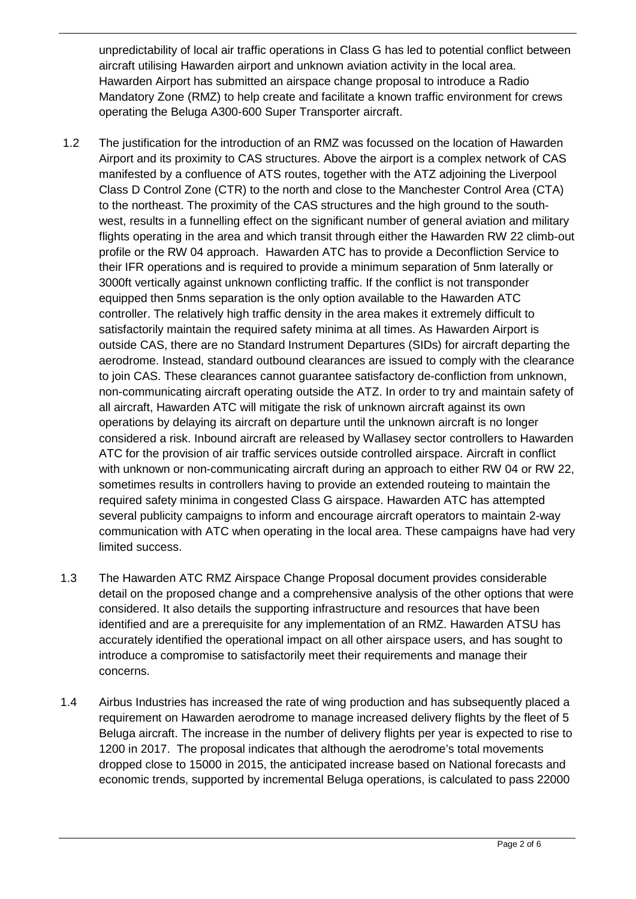unpredictability of local air traffic operations in Class G has led to potential conflict between aircraft utilising Hawarden airport and unknown aviation activity in the local area. Hawarden Airport has submitted an airspace change proposal to introduce a Radio Mandatory Zone (RMZ) to help create and facilitate a known traffic environment for crews operating the Beluga A300-600 Super Transporter aircraft.

1.2 The justification for the introduction of an RMZ was focussed on the location of Hawarden Airport and its proximity to CAS structures. Above the airport is a complex network of CAS manifested by a confluence of ATS routes, together with the ATZ adjoining the Liverpool Class D Control Zone (CTR) to the north and close to the Manchester Control Area (CTA) to the northeast. The proximity of the CAS structures and the high ground to the south-west, results in a funnelling effect on the significant number of general aviation and military flights operating in the area and which transit through either the Hawarden RW 22 climb-out profile or the RW 04 approach. Hawarden ATC has to provide a Deconfliction Service to their IFR operations and is required to provide a minimum separation of 5nm laterally or 3000ft vertically against unknown conflicting traffic. If the conflict is not transponder equipped then 5nms separation is the only option available to the Hawarden ATC controller. The relatively high traffic density in the area makes it extremely difficult to satisfactorily maintain the required safety minima at all times. As Hawarden Airport is outside CAS, there are no Standard Instrument Departures (SIDs) for aircraft departing the aerodrome. Instead, standard outbound clearances are issued to comply with the clearance to join CAS. These clearances cannot guarantee satisfactory de-confliction from unknown, non-communicating aircraft operating outside the ATZ. In order to try and maintain safety of all aircraft, Hawarden ATC will mitigate the risk of unknown aircraft against its own operations by delaying its aircraft on departure until the unknown aircraft is no longer considered a risk. Inbound aircraft are released by Wallasey sector controllers to Hawarden ATC for the provision of air traffic services outside controlled airspace. Aircraft in conflict with unknown or non-communicating aircraft during an approach to either RW 04 or RW 22, sometimes results in controllers having to provide an extended routeing to maintain the required safety minima in congested Class G airspace. Hawarden ATC has attempted several publicity campaigns to inform and encourage aircraft operators to maintain 2-way communication with ATC when operating in the local area. These campaigns have had very limited success.

1.3 The Hawarden ATC RMZ Airspace Change Proposal document provides considerable detail on the proposed change and a comprehensive analysis of the other options that were considered. It also details the supporting infrastructure and resources that have been identified and are a prerequisite for any implementation of an RMZ. Hawarden ATSU has accurately identified the operational impact on all other airspace users, and has sought to introduce a compromise to satisfactorily meet their requirements and manage their concerns.

1.4 Airbus Industries has increased the rate of wing production and has subsequently placed a requirement on Hawarden aerodrome to manage increased delivery flights by the fleet of 5 Beluga aircraft. The increase in the number of delivery flights per year is expected to rise to 1200 in 2017. The proposal indicates that although the aerodrome's total movements dropped close to 15000 in 2015, the anticipated increase based on National forecasts and economic trends, supported by incremental Beluga operations, is calculated to pass 22000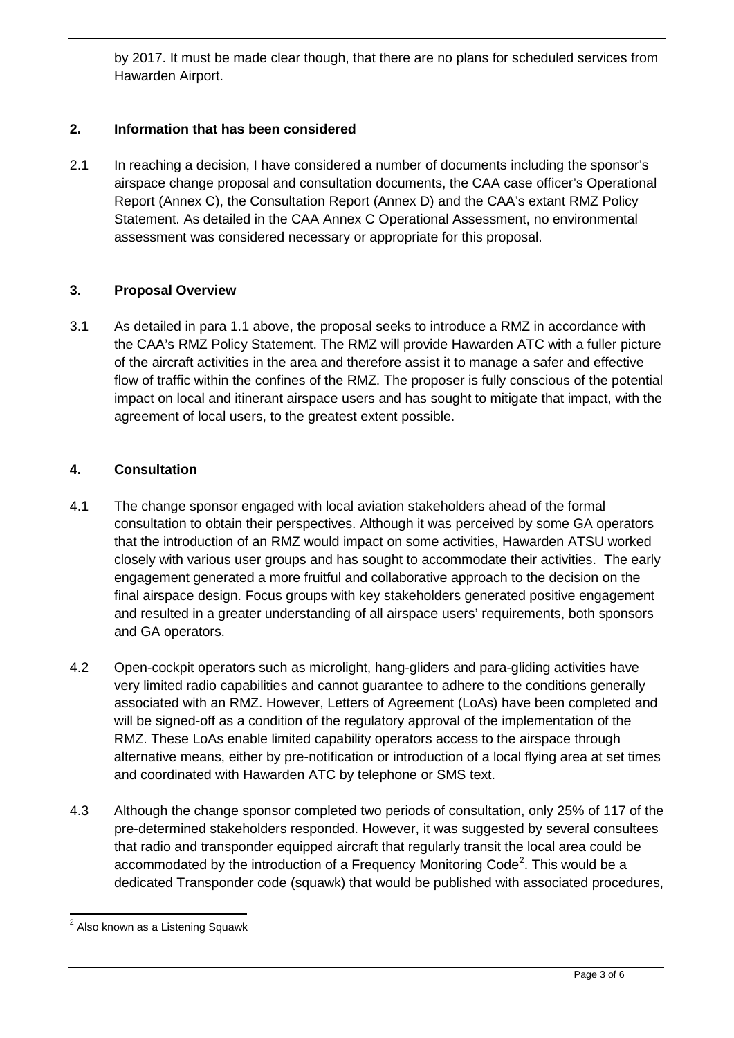by 2017. It must be made clear though, that there are no plans for scheduled services from Hawarden Airport.

## 2. Information that has been considered

2.1 In reaching a decision, I have considered a number of documents including the sponsor's airspace change proposal and consultation documents, the CAA case officer's Operational Report (Annex C), the Consultation Report (Annex D) and the CAA's extant RMZ Policy Statement. As detailed in the CAA Annex C Operational Assessment, no environmental assessment was considered necessary or appropriate for this proposal.

## 3. Proposal Overview

3.1 As detailed in para 1.1 above, the proposal seeks to introduce a RMZ in accordance with the CAA's RMZ Policy Statement. The RMZ will provide Hawarden ATC with a fuller picture of the aircraft activities in the area and therefore assist it to manage a safer and effective flow of traffic within the confines of the RMZ. The proposer is fully conscious of the potential impact on local and itinerant airspace users and has sought to mitigate that impact, with the agreement of local users, to the greatest extent possible.

## 4. Consultation

4.1 The change sponsor engaged with local aviation stakeholders ahead of the formal consultation to obtain their perspectives. Although it was perceived by some GA operators that the introduction of an RMZ would impact on some activities, Hawarden ATSU worked closely with various user groups and has sought to accommodate their activities. The early engagement generated a more fruitful and collaborative approach to the decision on the final airspace design. Focus groups with key stakeholders generated positive engagement and resulted in a greater understanding of all airspace users' requirements, both sponsors and GA operators.

4.2 Open-cockpit operators such as microlight, hang-gliders and para-gliding activities have very limited radio capabilities and cannot guarantee to adhere to the conditions generally associated with an RMZ. However, Letters of Agreement (LoAs) have been completed and will be signed-off as a condition of the regulatory approval of the implementation of the RMZ. These LoAs enable limited capability operators access to the airspace through alternative means, either by pre-notification or introduction of a local flying area at set times and coordinated with Hawarden ATC by telephone or SMS text.

4.3 Although the change sponsor completed two periods of consultation, only 25% of 117 of the pre-determined stakeholders responded. However, it was suggested by several consultees that radio and transponder equipped aircraft that regularly transit the local area could be accommodated by the introduction of a Frequency Monitoring Code[2]. This would be a dedicated Transponder code (squawk) that would be published with associated procedures,

[2] Also known as a Listening Squawk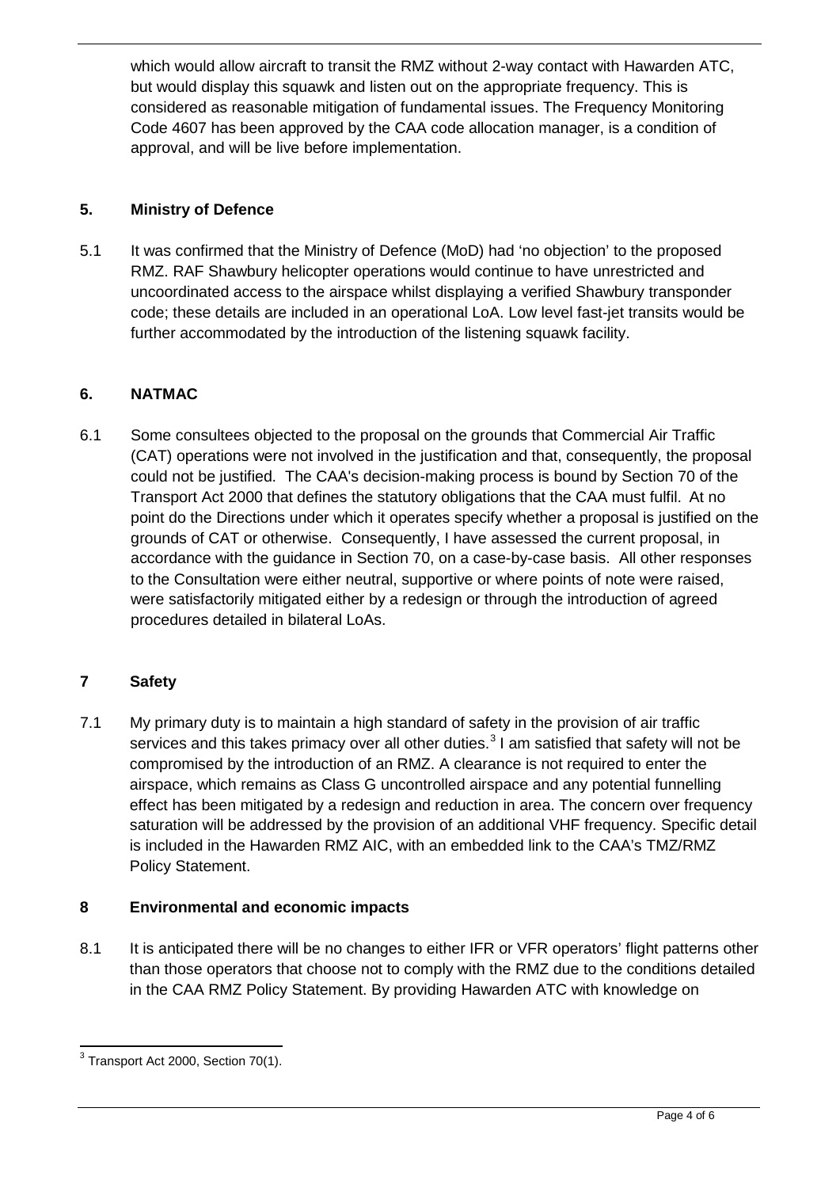which would allow aircraft to transit the RMZ without 2-way contact with Hawarden ATC, but would display this squawk and listen out on the appropriate frequency. This is considered as reasonable mitigation of fundamental issues. The Frequency Monitoring Code 4607 has been approved by the CAA code allocation manager, is a condition of approval, and will be live before implementation.

## 5. Ministry of Defence

5.1 It was confirmed that the Ministry of Defence (MoD) had 'no objection' to the proposed RMZ. RAF Shawbury helicopter operations would continue to have unrestricted and uncoordinated access to the airspace whilst displaying a verified Shawbury transponder code; these details are included in an operational LoA. Low level fast-jet transits would be further accommodated by the introduction of the listening squawk facility.

## 6. NATMAC

6.1 Some consultees objected to the proposal on the grounds that Commercial Air Traffic (CAT) operations were not involved in the justification and that, consequently, the proposal could not be justified. The CAA's decision-making process is bound by Section 70 of the Transport Act 2000 that defines the statutory obligations that the CAA must fulfil. At no point do the Directions under which it operates specify whether a proposal is justified on the grounds of CAT or otherwise. Consequently, I have assessed the current proposal, in accordance with the guidance in Section 70, on a case-by-case basis. All other responses to the Consultation were either neutral, supportive or where points of note were raised, were satisfactorily mitigated either by a redesign or through the introduction of agreed procedures detailed in bilateral LoAs.

## 7 Safety

7.1 My primary duty is to maintain a high standard of safety in the provision of air traffic services and this takes primacy over all other duties.[3] I am satisfied that safety will not be compromised by the introduction of an RMZ. A clearance is not required to enter the airspace, which remains as Class G uncontrolled airspace and any potential funnelling effect has been mitigated by a redesign and reduction in area. The concern over frequency saturation will be addressed by the provision of an additional VHF frequency. Specific detail is included in the Hawarden RMZ AIC, with an embedded link to the CAA's TMZ/RMZ Policy Statement.

## 8 Environmental and economic impacts

8.1 It is anticipated there will be no changes to either IFR or VFR operators' flight patterns other than those operators that choose not to comply with the RMZ due to the conditions detailed in the CAA RMZ Policy Statement. By providing Hawarden ATC with knowledge on

---

[3] Transport Act 2000, Section 70(1).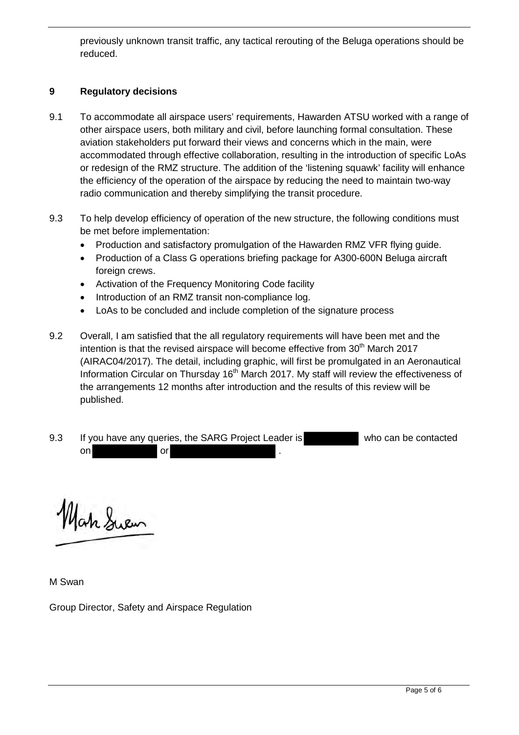previously unknown transit traffic, any tactical rerouting of the Beluga operations should be reduced.

## 9 Regulatory decisions

9.1 To accommodate all airspace users' requirements, Hawarden ATSU worked with a range of other airspace users, both military and civil, before launching formal consultation. These aviation stakeholders put forward their views and concerns which in the main, were accommodated through effective collaboration, resulting in the introduction of specific LoAs or redesign of the RMZ structure. The addition of the 'listening squawk' facility will enhance the efficiency of the operation of the airspace by reducing the need to maintain two-way radio communication and thereby simplifying the transit procedure.

9.3 To help develop efficiency of operation of the new structure, the following conditions must be met before implementation:

- Production and satisfactory promulgation of the Hawarden RMZ VFR flying guide.
- Production of a Class G operations briefing package for A300-600N Beluga aircraft foreign crews.
- Activation of the Frequency Monitoring Code facility
- Introduction of an RMZ transit non-compliance log.
- LoAs to be concluded and include completion of the signature process

9.2 Overall, I am satisfied that the all regulatory requirements will have been met and the intention is that the revised airspace will become effective from 30th March 2017 (AIRAC04/2017). The detail, including graphic, will first be promulgated in an Aeronautical Information Circular on Thursday 16th March 2017. My staff will review the effectiveness of the arrangements 12 months after introduction and the results of this review will be published.

9.3 If you have any queries, the SARG Project Leader is [redacted] who can be contacted on [redacted] or [redacted] .

M Swan

Group Director, Safety and Airspace Regulation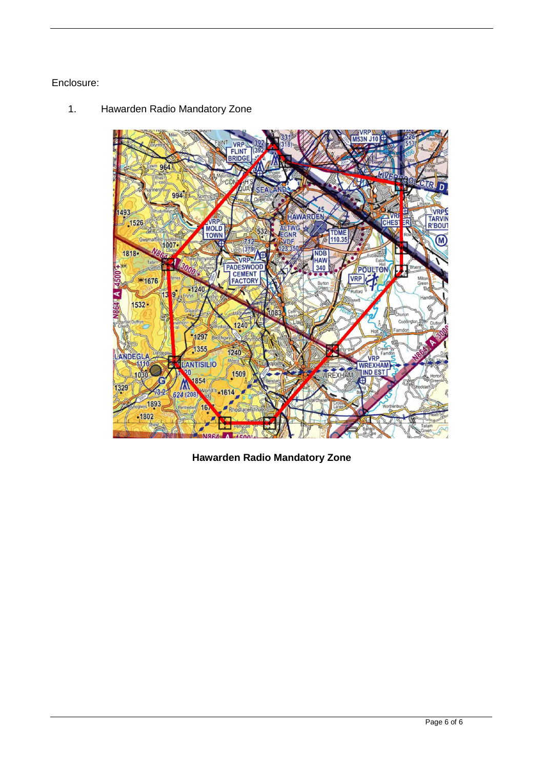Enclosure:

1. Hawarden Radio Mandatory Zone

**Hawarden Radio Mandatory Zone**